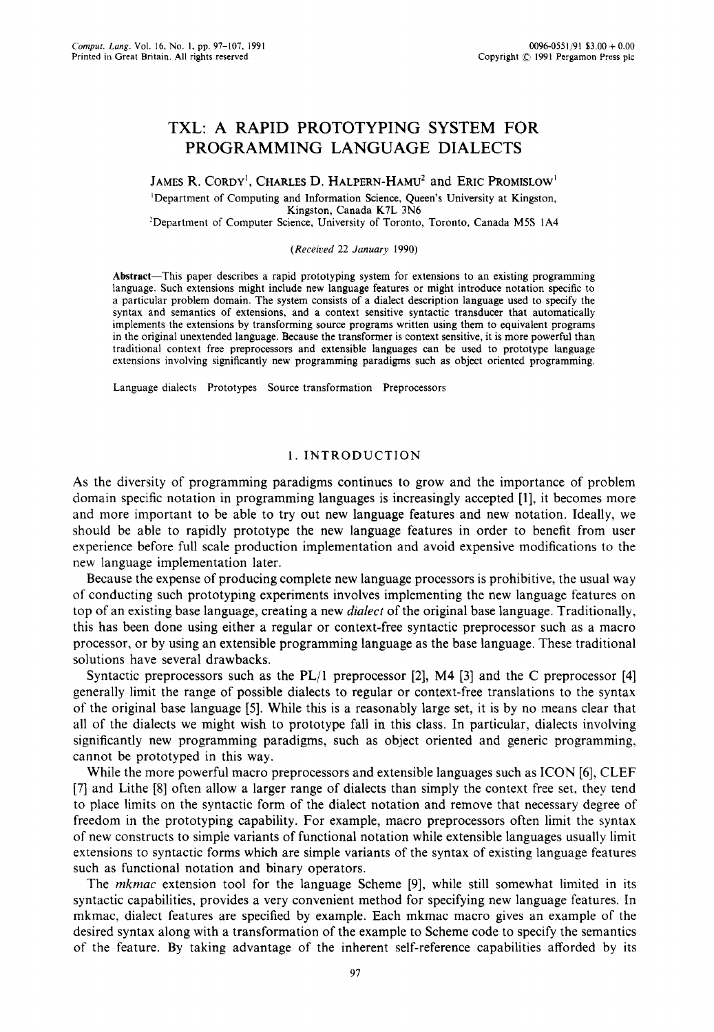# TXL: A RAPID PROTOTYPING SYSTEM FOR PROGRAMMING LANGUAGE DIALECTS

JAMES R. CORDY[1], CHARLES D. HALPERN-HAMU[2] and ERIC PROMISLOW[1]

[1]Department of Computing and Information Science, Queen's University at Kingston, Kingston, Canada K7L 3N6

[2]Department of Computer Science, University of Toronto, Toronto, Canada M5S 1A4

*(Received 22 January 1990)*

**Abstract**—This paper describes a rapid prototyping system for extensions to an existing programming language. Such extensions might include new language features or might introduce notation specific to a particular problem domain. The system consists of a dialect description language used to specify the syntax and semantics of extensions, and a context sensitive syntactic transducer that automatically implements the extensions by transforming source programs written using them to equivalent programs in the original unextended language. Because the transformer is context sensitive, it is more powerful than traditional context free preprocessors and extensible languages can be used to prototype language extensions involving significantly new programming paradigms such as object oriented programming.

Language dialects   Prototypes   Source transformation   Preprocessors

## 1. INTRODUCTION

As the diversity of programming paradigms continues to grow and the importance of problem domain specific notation in programming languages is increasingly accepted [1], it becomes more and more important to be able to try out new language features and new notation. Ideally, we should be able to rapidly prototype the new language features in order to benefit from user experience before full scale production implementation and avoid expensive modifications to the new language implementation later.

Because the expense of producing complete new language processors is prohibitive, the usual way of conducting such prototyping experiments involves implementing the new language features on top of an existing base language, creating a new *dialect* of the original base language. Traditionally, this has been done using either a regular or context-free syntactic preprocessor such as a macro processor, or by using an extensible programming language as the base language. These traditional solutions have several drawbacks.

Syntactic preprocessors such as the PL/1 preprocessor [2], M4 [3] and the C preprocessor [4] generally limit the range of possible dialects to regular or context-free translations to the syntax of the original base language [5]. While this is a reasonably large set, it is by no means clear that all of the dialects we might wish to prototype fall in this class. In particular, dialects involving significantly new programming paradigms, such as object oriented and generic programming, cannot be prototyped in this way.

While the more powerful macro preprocessors and extensible languages such as ICON [6], CLEF [7] and Lithe [8] often allow a larger range of dialects than simply the context free set, they tend to place limits on the syntactic form of the dialect notation and remove that necessary degree of freedom in the prototyping capability. For example, macro preprocessors often limit the syntax of new constructs to simple variants of functional notation while extensible languages usually limit extensions to syntactic forms which are simple variants of the syntax of existing language features such as functional notation and binary operators.

The *mkmac* extension tool for the language Scheme [9], while still somewhat limited in its syntactic capabilities, provides a very convenient method for specifying new language features. In mkmac, dialect features are specified by example. Each mkmac macro gives an example of the desired syntax along with a transformation of the example to Scheme code to specify the semantics of the feature. By taking advantage of the inherent self-reference capabilities afforded by its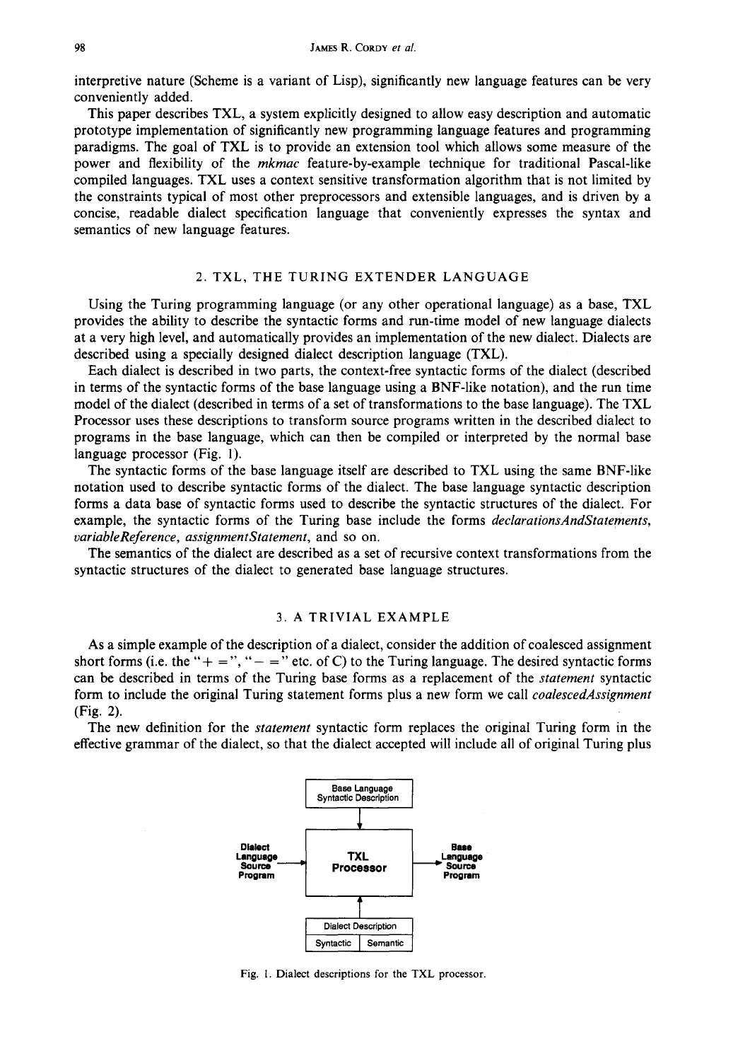interpretive nature (Scheme is a variant of Lisp), significantly new language features can be very conveniently added.

This paper describes TXL, a system explicitly designed to allow easy description and automatic prototype implementation of significantly new programming language features and programming paradigms. The goal of TXL is to provide an extension tool which allows some measure of the power and flexibility of the *mkmac* feature-by-example technique for traditional Pascal-like compiled languages. TXL uses a context sensitive transformation algorithm that is not limited by the constraints typical of most other preprocessors and extensible languages, and is driven by a concise, readable dialect specification language that conveniently expresses the syntax and semantics of new language features.

## 2. TXL, THE TURING EXTENDER LANGUAGE

Using the Turing programming language (or any other operational language) as a base, TXL provides the ability to describe the syntactic forms and run-time model of new language dialects at a very high level, and automatically provides an implementation of the new dialect. Dialects are described using a specially designed dialect description language (TXL).

Each dialect is described in two parts, the context-free syntactic forms of the dialect (described in terms of the syntactic forms of the base language using a BNF-like notation), and the run time model of the dialect (described in terms of a set of transformations to the base language). The TXL Processor uses these descriptions to transform source programs written in the described dialect to programs in the base language, which can then be compiled or interpreted by the normal base language processor (Fig. 1).

The syntactic forms of the base language itself are described to TXL using the same BNF-like notation used to describe syntactic forms of the dialect. The base language syntactic description forms a data base of syntactic forms used to describe the syntactic structures of the dialect. For example, the syntactic forms of the Turing base include the forms *declarationsAndStatements*, *variableReference*, *assignmentStatement*, and so on.

The semantics of the dialect are described as a set of recursive context transformations from the syntactic structures of the dialect to generated base language structures.

## 3. A TRIVIAL EXAMPLE

As a simple example of the description of a dialect, consider the addition of coalesced assignment short forms (i.e. the "+ =", "− =" etc. of C) to the Turing language. The desired syntactic forms can be described in terms of the Turing base forms as a replacement of the *statement* syntactic form to include the original Turing statement forms plus a new form we call *coalescedAssignment* (Fig. 2).

The new definition for the *statement* syntactic form replaces the original Turing form in the effective grammar of the dialect, so that the dialect accepted will include all of original Turing plus

Base Language Syntactic Description

Dialect Language Source Program → TXL Processor → Base Language Source Program

Dialect Description: Syntactic | Semantic

Fig. 1. Dialect descriptions for the TXL processor.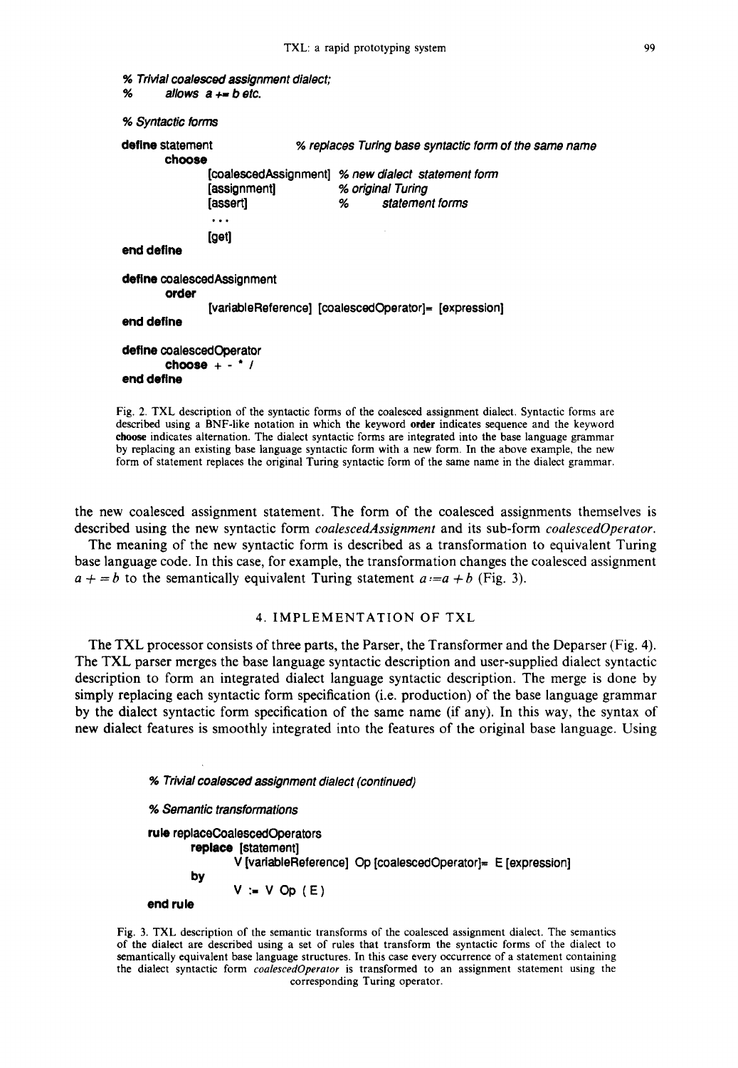```
% Trivial coalesced assignment dialect;
%       allows a += b etc.

% Syntactic forms

define statement                % replaces Turing base syntactic form of the same name
        choose
                [coalescedAssignment]   % new dialect statement form
                [assignment]            % original Turing
                [assert]                %       statement forms
                ...
                [get]
end define

define coalescedAssignment
        order
                [variableReference] [coalescedOperator]= [expression]
end define

define coalescedOperator
        choose + - * /
end define
```

Fig. 2. TXL description of the syntactic forms of the coalesced assignment dialect. Syntactic forms are described using a BNF-like notation in which the keyword **order** indicates sequence and the keyword **choose** indicates alternation. The dialect syntactic forms are integrated into the base language grammar by replacing an existing base language syntactic form with a new form. In the above example, the new form of statement replaces the original Turing syntactic form of the same name in the dialect grammar.

the new coalesced assignment statement. The form of the coalesced assignments themselves is described using the new syntactic form *coalescedAssignment* and its sub-form *coalescedOperator*.

The meaning of the new syntactic form is described as a transformation to equivalent Turing base language code. In this case, for example, the transformation changes the coalesced assignment $a + = b$ to the semantically equivalent Turing statement $a := a + b$ (Fig. 3).

## 4. IMPLEMENTATION OF TXL

The TXL processor consists of three parts, the Parser, the Transformer and the Deparser (Fig. 4). The TXL parser merges the base language syntactic description and user-supplied dialect syntactic description to form an integrated dialect language syntactic description. The merge is done by simply replacing each syntactic form specification (i.e. production) of the base language grammar by the dialect syntactic form specification of the same name (if any). In this way, the syntax of new dialect features is smoothly integrated into the features of the original base language. Using

```
% Trivial coalesced assignment dialect (continued)

% Semantic transformations

rule replaceCoalescedOperators
        replace [statement]
                V [variableReference] Op [coalescedOperator]= E [expression]
        by
                V := V Op ( E )
end rule
```

Fig. 3. TXL description of the semantic transforms of the coalesced assignment dialect. The semantics of the dialect are described using a set of rules that transform the syntactic forms of the dialect to semantically equivalent base language structures. In this case every occurrence of a statement containing the dialect syntactic form *coalescedOperator* is transformed to an assignment statement using the corresponding Turing operator.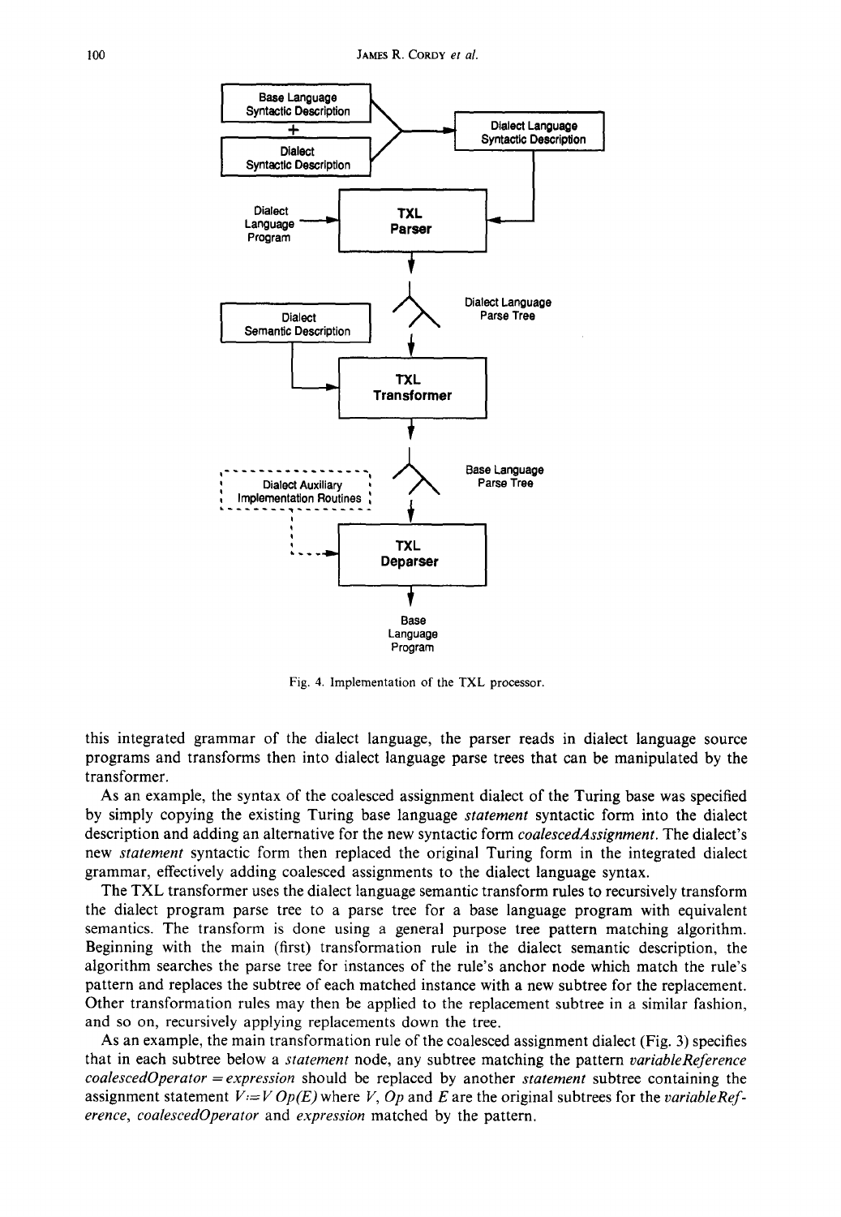Base Language Syntactic Description

+

Dialect Syntactic Description

Dialect Language Syntactic Description

Dialect Language Program

TXL Parser

Dialect Language Parse Tree

Dialect Semantic Description

TXL Transformer

Base Language Parse Tree

Dialect Auxiliary Implementation Routines

TXL Deparser

Base Language Program

Fig. 4. Implementation of the TXL processor.

this integrated grammar of the dialect language, the parser reads in dialect language source programs and transforms then into dialect language parse trees that can be manipulated by the transformer.

As an example, the syntax of the coalesced assignment dialect of the Turing base was specified by simply copying the existing Turing base language *statement* syntactic form into the dialect description and adding an alternative for the new syntactic form *coalescedAssignment*. The dialect's new *statement* syntactic form then replaced the original Turing form in the integrated dialect grammar, effectively adding coalesced assignments to the dialect language syntax.

The TXL transformer uses the dialect language semantic transform rules to recursively transform the dialect program parse tree to a parse tree for a base language program with equivalent semantics. The transform is done using a general purpose tree pattern matching algorithm. Beginning with the main (first) transformation rule in the dialect semantic description, the algorithm searches the parse tree for instances of the rule's anchor node which match the rule's pattern and replaces the subtree of each matched instance with a new subtree for the replacement. Other transformation rules may then be applied to the replacement subtree in a similar fashion, and so on, recursively applying replacements down the tree.

As an example, the main transformation rule of the coalesced assignment dialect (Fig. 3) specifies that in each subtree below a *statement* node, any subtree matching the pattern *variableReference coalescedOperator =expression* should be replaced by another *statement* subtree containing the assignment statement $V{:=}V\ Op(E)$ where $V$, $Op$ and $E$ are the original subtrees for the *variableReference*, *coalescedOperator* and *expression* matched by the pattern.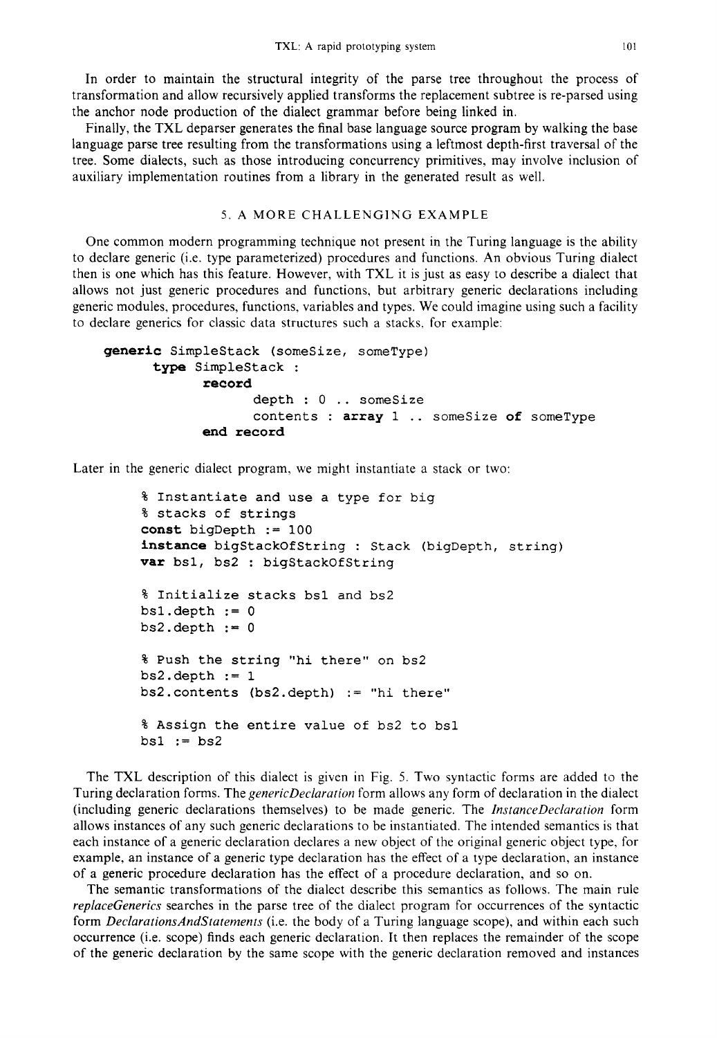In order to maintain the structural integrity of the parse tree throughout the process of transformation and allow recursively applied transforms the replacement subtree is re-parsed using the anchor node production of the dialect grammar before being linked in.

Finally, the TXL deparser generates the final base language source program by walking the base language parse tree resulting from the transformations using a leftmost depth-first traversal of the tree. Some dialects, such as those introducing concurrency primitives, may involve inclusion of auxiliary implementation routines from a library in the generated result as well.

## 5. A MORE CHALLENGING EXAMPLE

One common modern programming technique not present in the Turing language is the ability to declare generic (i.e. type parameterized) procedures and functions. An obvious Turing dialect then is one which has this feature. However, with TXL it is just as easy to describe a dialect that allows not just generic procedures and functions, but arbitrary generic declarations including generic modules, procedures, functions, variables and types. We could imagine using such a facility to declare generics for classic data structures such a stacks, for example:

```
generic SimpleStack (someSize, someType)
      type SimpleStack :
            record
                  depth : 0 .. someSize
                  contents : array 1 .. someSize of someType
            end record
```

Later in the generic dialect program, we might instantiate a stack or two:

```
% Instantiate and use a type for big
% stacks of strings
const bigDepth := 100
instance bigStackOfString : Stack (bigDepth, string)
var bs1, bs2 : bigStackOfString

% Initialize stacks bs1 and bs2
bs1.depth := 0
bs2.depth := 0

% Push the string "hi there" on bs2
bs2.depth := 1
bs2.contents (bs2.depth) := "hi there"

% Assign the entire value of bs2 to bs1
bs1 := bs2
```

The TXL description of this dialect is given in Fig. 5. Two syntactic forms are added to the Turing declaration forms. The *genericDeclaration* form allows any form of declaration in the dialect (including generic declarations themselves) to be made generic. The *InstanceDeclaration* form allows instances of any such generic declarations to be instantiated. The intended semantics is that each instance of a generic declaration declares a new object of the original generic object type, for example, an instance of a generic type declaration has the effect of a type declaration, an instance of a generic procedure declaration has the effect of a procedure declaration, and so on.

The semantic transformations of the dialect describe this semantics as follows. The main rule *replaceGenerics* searches in the parse tree of the dialect program for occurrences of the syntactic form *DeclarationsAndStatements* (i.e. the body of a Turing language scope), and within each such occurrence (i.e. scope) finds each generic declaration. It then replaces the remainder of the scope of the generic declaration by the same scope with the generic declaration removed and instances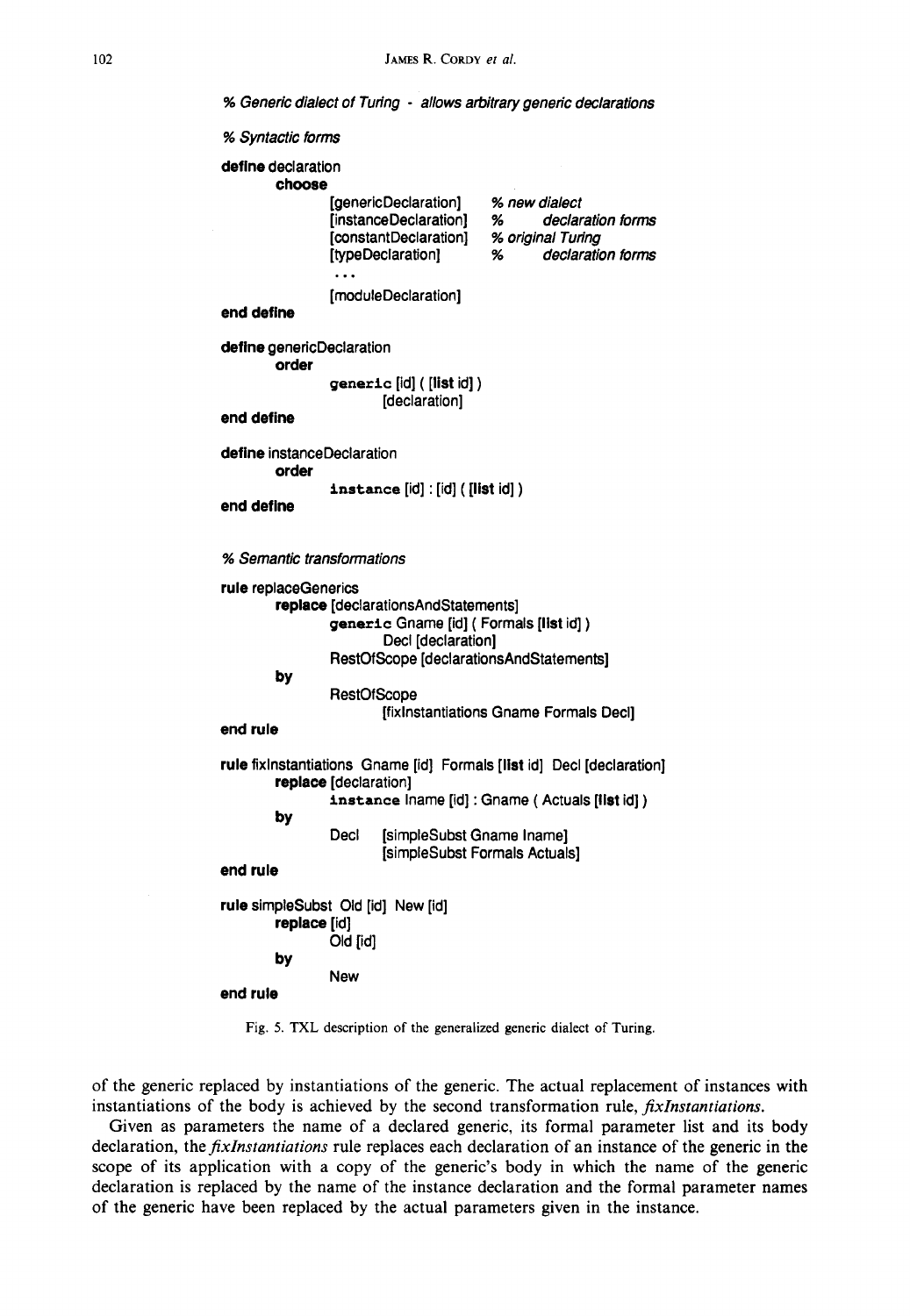```
% Generic dialect of Turing - allows arbitrary generic declarations

% Syntactic forms

define declaration
        choose
                [genericDeclaration]      % new dialect
                [instanceDeclaration]     %       declaration forms
                [constantDeclaration]     % original Turing
                [typeDeclaration]         %       declaration forms
                ...
                [moduleDeclaration]
end define

define genericDeclaration
        order
                generic [id] ( [list id] )
                        [declaration]
end define

define instanceDeclaration
        order
                instance [id] : [id] ( [list id] )
end define


% Semantic transformations

rule replaceGenerics
        replace [declarationsAndStatements]
                generic Gname [id] ( Formals [list id] )
                        Decl [declaration]
                RestOfScope [declarationsAndStatements]
        by
                RestOfScope
                        [fixInstantiations Gname Formals Decl]
end rule

rule fixInstantiations Gname [id] Formals [list id] Decl [declaration]
        replace [declaration]
                instance Iname [id] : Gname ( Actuals [list id] )
        by
                Decl    [simpleSubst Gname Iname]
                        [simpleSubst Formals Actuals]
end rule

rule simpleSubst Old [id] New [id]
        replace [id]
                Old [id]
        by
                New
end rule
```

Fig. 5. TXL description of the generalized generic dialect of Turing.

of the generic replaced by instantiations of the generic. The actual replacement of instances with instantiations of the body is achieved by the second transformation rule, *fixInstantiations*.

Given as parameters the name of a declared generic, its formal parameter list and its body declaration, the *fixInstantiations* rule replaces each declaration of an instance of the generic in the scope of its application with a copy of the generic's body in which the name of the generic declaration is replaced by the name of the instance declaration and the formal parameter names of the generic have been replaced by the actual parameters given in the instance.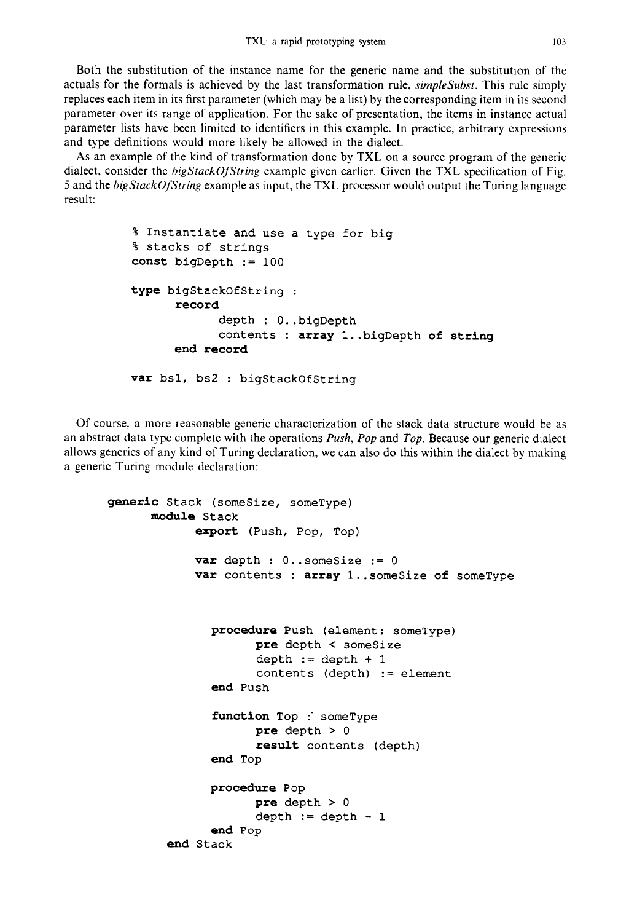Both the substitution of the instance name for the generic name and the substitution of the actuals for the formals is achieved by the last transformation rule, *simpleSubst*. This rule simply replaces each item in its first parameter (which may be a list) by the corresponding item in its second parameter over its range of application. For the sake of presentation, the items in instance actual parameter lists have been limited to identifiers in this example. In practice, arbitrary expressions and type definitions would more likely be allowed in the dialect.

As an example of the kind of transformation done by TXL on a source program of the generic dialect, consider the *bigStackOfString* example given earlier. Given the TXL specification of Fig. 5 and the *bigStackOfString* example as input, the TXL processor would output the Turing language result:

```
% Instantiate and use a type for big
% stacks of strings
const bigDepth := 100

type bigStackOfString :
      record
            depth : 0..bigDepth
            contents : array 1..bigDepth of string
      end record

var bs1, bs2 : bigStackOfString
```

Of course, a more reasonable generic characterization of the stack data structure would be as an abstract data type complete with the operations *Push*, *Pop* and *Top*. Because our generic dialect allows generics of any kind of Turing declaration, we can also do this within the dialect by making a generic Turing module declaration:

```
generic Stack (someSize, someType)
      module Stack
            export (Push, Pop, Top)

            var depth : 0..someSize := 0
            var contents : array 1..someSize of someType


              procedure Push (element: someType)
                    pre depth < someSize
                    depth := depth + 1
                    contents (depth) := element
              end Push

              function Top : someType
                    pre depth > 0
                    result contents (depth)
              end Top

              procedure Pop
                    pre depth > 0
                    depth := depth - 1
              end Pop
        end Stack
```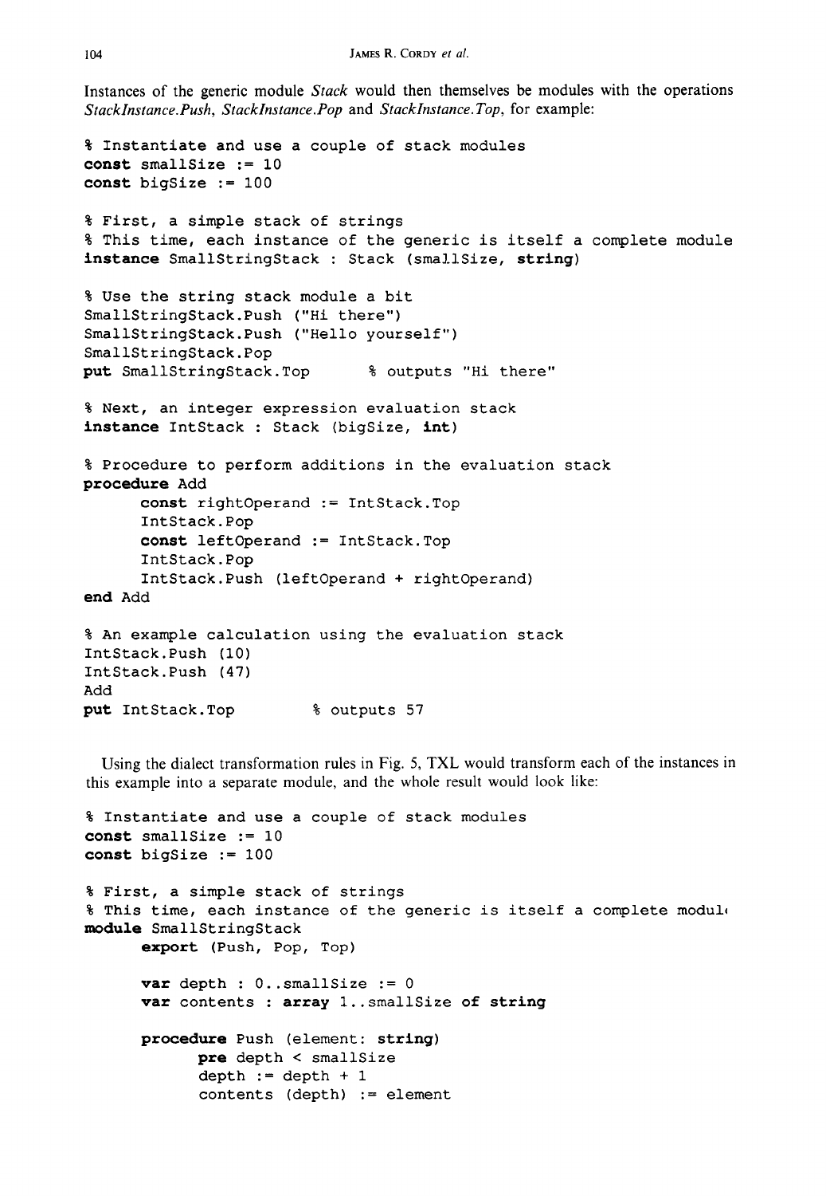Instances of the generic module *Stack* would then themselves be modules with the operations *StackInstance.Push*, *StackInstance.Pop* and *StackInstance.Top*, for example:

```
% Instantiate and use a couple of stack modules
const smallSize := 10
const bigSize := 100

% First, a simple stack of strings
% This time, each instance of the generic is itself a complete module
instance SmallStringStack : Stack (smallSize, string)

% Use the string stack module a bit
SmallStringStack.Push ("Hi there")
SmallStringStack.Push ("Hello yourself")
SmallStringStack.Pop
put SmallStringStack.Top        % outputs "Hi there"

% Next, an integer expression evaluation stack
instance IntStack : Stack (bigSize, int)

% Procedure to perform additions in the evaluation stack
procedure Add
      const rightOperand := IntStack.Top
      IntStack.Pop
      const leftOperand := IntStack.Top
      IntStack.Pop
      IntStack.Push (leftOperand + rightOperand)
end Add

% An example calculation using the evaluation stack
IntStack.Push (10)
IntStack.Push (47)
Add
put IntStack.Top        % outputs 57
```

Using the dialect transformation rules in Fig. 5, TXL would transform each of the instances in this example into a separate module, and the whole result would look like:

```
% Instantiate and use a couple of stack modules
const smallSize := 10
const bigSize := 100

% First, a simple stack of strings
% This time, each instance of the generic is itself a complete modul
module SmallStringStack
      export (Push, Pop, Top)

      var depth : 0..smallSize := 0
      var contents : array 1..smallSize of string

      procedure Push (element: string)
            pre depth < smallSize
            depth := depth + 1
            contents (depth) := element
```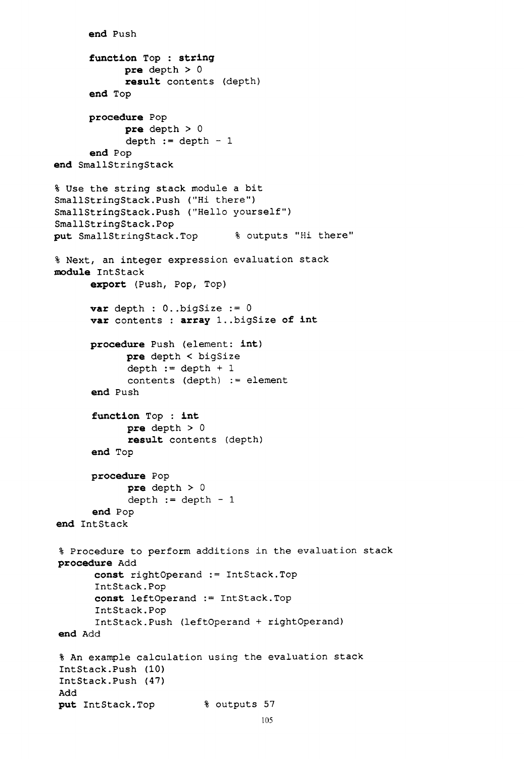```
      end Push

      function Top : string
            pre depth > 0
            result contents (depth)
      end Top

      procedure Pop
            pre depth > 0
            depth := depth - 1
      end Pop
end SmallStringStack

% Use the string stack module a bit
SmallStringStack.Push ("Hi there")
SmallStringStack.Push ("Hello yourself")
SmallStringStack.Pop
put SmallStringStack.Top      % outputs "Hi there"

% Next, an integer expression evaluation stack
module IntStack
      export (Push, Pop, Top)

      var depth : 0..bigSize := 0
      var contents : array 1..bigSize of int

      procedure Push (element: int)
            pre depth < bigSize
            depth := depth + 1
            contents (depth) := element
      end Push

      function Top : int
            pre depth > 0
            result contents (depth)
      end Top

      procedure Pop
            pre depth > 0
            depth := depth - 1
      end Pop
end IntStack

% Procedure to perform additions in the evaluation stack
procedure Add
      const rightOperand := IntStack.Top
      IntStack.Pop
      const leftOperand := IntStack.Top
      IntStack.Pop
      IntStack.Push (leftOperand + rightOperand)
end Add

% An example calculation using the evaluation stack
IntStack.Push (10)
IntStack.Push (47)
Add
put IntStack.Top        % outputs 57
```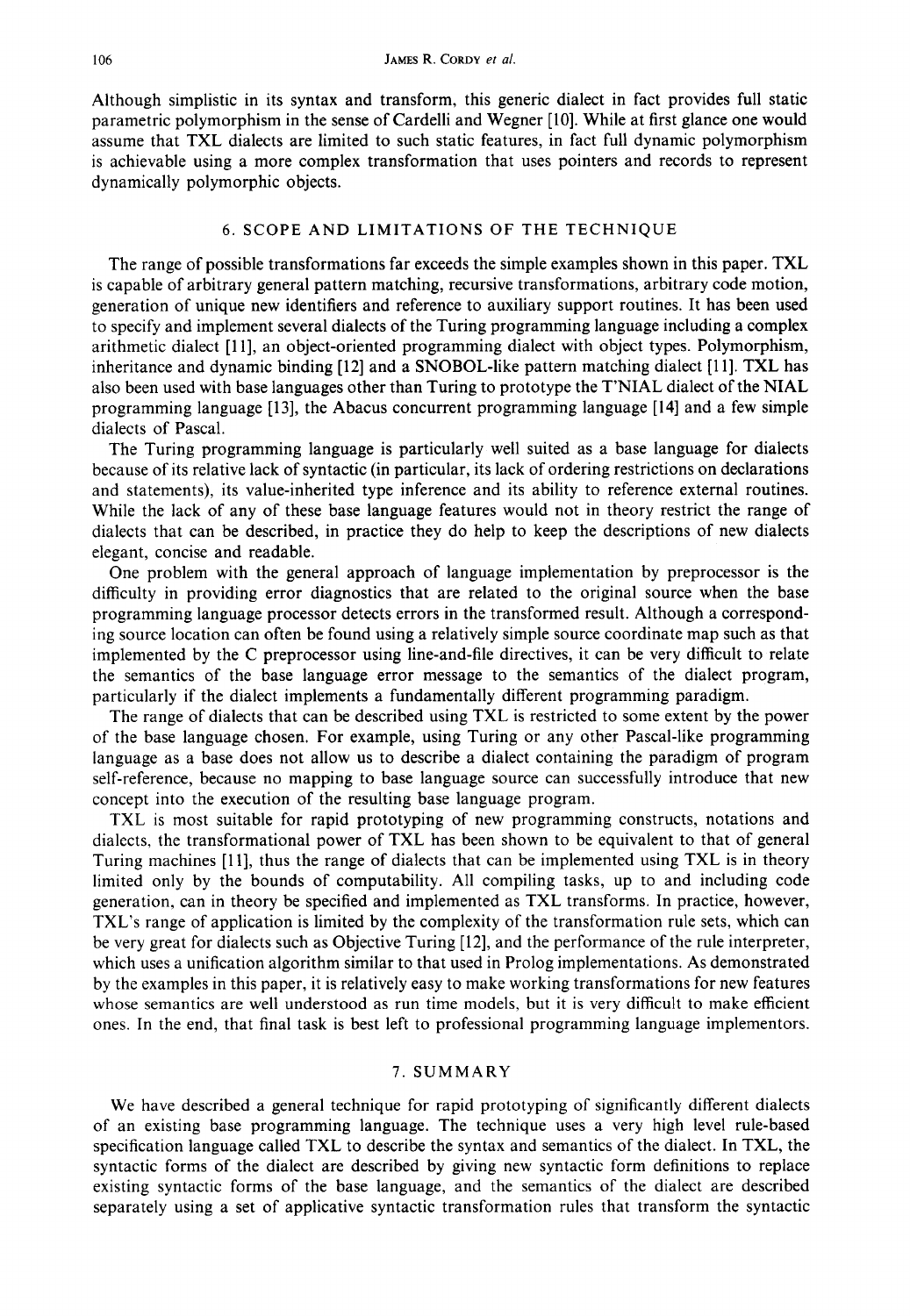Although simplistic in its syntax and transform, this generic dialect in fact provides full static parametric polymorphism in the sense of Cardelli and Wegner [10]. While at first glance one would assume that TXL dialects are limited to such static features, in fact full dynamic polymorphism is achievable using a more complex transformation that uses pointers and records to represent dynamically polymorphic objects.

## 6. SCOPE AND LIMITATIONS OF THE TECHNIQUE

The range of possible transformations far exceeds the simple examples shown in this paper. TXL is capable of arbitrary general pattern matching, recursive transformations, arbitrary code motion, generation of unique new identifiers and reference to auxiliary support routines. It has been used to specify and implement several dialects of the Turing programming language including a complex arithmetic dialect [11], an object-oriented programming dialect with object types. Polymorphism, inheritance and dynamic binding [12] and a SNOBOL-like pattern matching dialect [11]. TXL has also been used with base languages other than Turing to prototype the T'NIAL dialect of the NIAL programming language [13], the Abacus concurrent programming language [14] and a few simple dialects of Pascal.

The Turing programming language is particularly well suited as a base language for dialects because of its relative lack of syntactic (in particular, its lack of ordering restrictions on declarations and statements), its value-inherited type inference and its ability to reference external routines. While the lack of any of these base language features would not in theory restrict the range of dialects that can be described, in practice they do help to keep the descriptions of new dialects elegant, concise and readable.

One problem with the general approach of language implementation by preprocessor is the difficulty in providing error diagnostics that are related to the original source when the base programming language processor detects errors in the transformed result. Although a corresponding source location can often be found using a relatively simple source coordinate map such as that implemented by the C preprocessor using line-and-file directives, it can be very difficult to relate the semantics of the base language error message to the semantics of the dialect program, particularly if the dialect implements a fundamentally different programming paradigm.

The range of dialects that can be described using TXL is restricted to some extent by the power of the base language chosen. For example, using Turing or any other Pascal-like programming language as a base does not allow us to describe a dialect containing the paradigm of program self-reference, because no mapping to base language source can successfully introduce that new concept into the execution of the resulting base language program.

TXL is most suitable for rapid prototyping of new programming constructs, notations and dialects, the transformational power of TXL has been shown to be equivalent to that of general Turing machines [11], thus the range of dialects that can be implemented using TXL is in theory limited only by the bounds of computability. All compiling tasks, up to and including code generation, can in theory be specified and implemented as TXL transforms. In practice, however, TXL's range of application is limited by the complexity of the transformation rule sets, which can be very great for dialects such as Objective Turing [12], and the performance of the rule interpreter, which uses a unification algorithm similar to that used in Prolog implementations. As demonstrated by the examples in this paper, it is relatively easy to make working transformations for new features whose semantics are well understood as run time models, but it is very difficult to make efficient ones. In the end, that final task is best left to professional programming language implementors.

## 7. SUMMARY

We have described a general technique for rapid prototyping of significantly different dialects of an existing base programming language. The technique uses a very high level rule-based specification language called TXL to describe the syntax and semantics of the dialect. In TXL, the syntactic forms of the dialect are described by giving new syntactic form definitions to replace existing syntactic forms of the base language, and the semantics of the dialect are described separately using a set of applicative syntactic transformation rules that transform the syntactic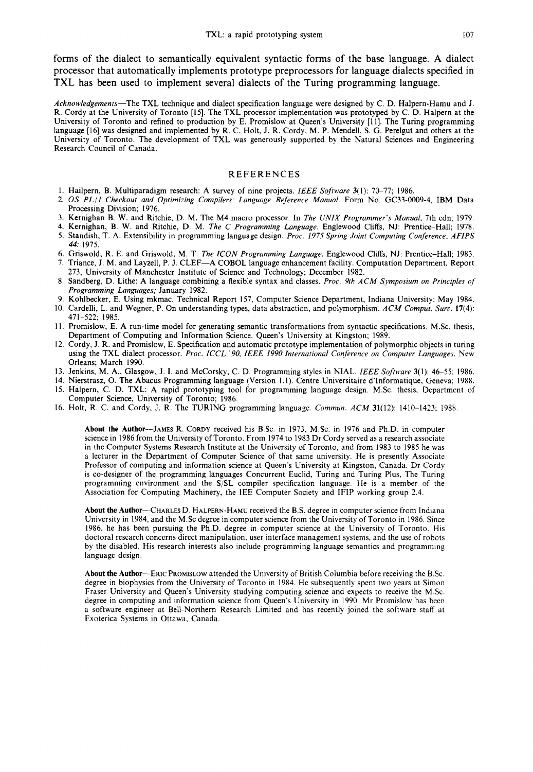forms of the dialect to semantically equivalent syntactic forms of the base language. A dialect processor that automatically implements prototype preprocessors for language dialects specified in TXL has been used to implement several dialects of the Turing programming language.

*Acknowledgements*—The TXL technique and dialect specification language were designed by C. D. Halpern-Hamu and J. R. Cordy at the University of Toronto [15]. The TXL processor implementation was prototyped by C. D. Halpern at the University of Toronto and refined to production by E. Promislow at Queen's University [11]. The Turing programming language [16] was designed and implemented by R. C. Holt, J. R. Cordy, M. P. Mendell, S. G. Perelgut and others at the University of Toronto. The development of TXL was generously supported by the Natural Sciences and Engineering Research Council of Canada.

## REFERENCES

1. Hailpern, B. Multiparadigm research: A survey of nine projects. *IEEE Software* **3**(1): 70–77; 1986.
2. *OS PL/I Checkout and Optimizing Compilers: Language Reference Manual*. Form No. GC33-0009-4, IBM Data Processing Division; 1976.
3. Kernighan B. W. and Ritchie, D. M. The M4 macro processor. In *The UNIX Programmer's Manual*, 7th edn; 1979.
4. Kernighan, B. W. and Ritchie, D. M. *The C Programming Language*. Englewood Cliffs, NJ: Prentice–Hall; 1978.
5. Standish, T. A. Extensibility in programming language design. *Proc. 1975 Spring Joint Computing Conference, AFIPS 44*: 1975.
6. Griswold, R. E. and Griswold, M. T. *The ICON Programming Language*. Englewood Cliffs, NJ: Prentice–Hall; 1983.
7. Triance, J. M. and Layzell, P. J. CLEF—A COBOL language enhancement facility. Computation Department, Report 273, University of Manchester Institute of Science and Technology; December 1982.
8. Sandberg, D. Lithe: A language combining a flexible syntax and classes. *Proc. 9th ACM Symposium on Principles of Programming Languages*; January 1982.
9. Kohlbecker, E. Using mkmac. Technical Report 157, Computer Science Department, Indiana University; May 1984.
10. Cardelli, L. and Wegner, P. On understanding types, data abstraction, and polymorphism. *ACM Comput. Surv.* **17**(4): 471–522; 1985.
11. Promislow, E. A run-time model for generating semantic transformations from syntactic specifications. M.Sc. thesis, Department of Computing and Information Science, Queen's University at Kingston; 1989.
12. Cordy, J. R. and Promislow, E. Specification and automatic prototype implementation of polymorphic objects in turing using the TXL dialect processor. *Proc. ICCL '90, IEEE 1990 International Conference on Computer Languages*. New Orleans; March 1990.
13. Jenkins, M. A., Glasgow, J. I. and McCorsky, C. D. Programming styles in NIAL. *IEEE Software* **3**(1): 46–55; 1986.
14. Nierstrasz, O. The Abacus Programming language (Version 1.1). Centre Universitaire d'Informatique, Geneva; 1988.
15. Halpern, C. D. TXL: A rapid prototyping tool for programming language design. M.Sc. thesis, Department of Computer Science, University of Toronto; 1986.
16. Holt, R. C. and Cordy, J. R. The TURING programming language. *Commun. ACM* **31**(12): 1410–1423; 1988.

**About the Author**—JAMES R. CORDY received his B.Sc. in 1973, M.Sc. in 1976 and Ph.D. in computer science in 1986 from the University of Toronto. From 1974 to 1983 Dr Cordy served as a research associate in the Computer Systems Research Institute at the University of Toronto, and from 1983 to 1985 he was a lecturer in the Department of Computer Science of that same university. He is presently Associate Professor of computing and information science at Queen's University at Kingston, Canada. Dr Cordy is co-designer of the programming languages Concurrent Euclid, Turing and Turing Plus, The Turing programming environment and the S/SL compiler specification language. He is a member of the Association for Computing Machinery, the IEE Computer Society and IFIP working group 2.4.

**About the Author**—CHARLES D. HALPERN-HAMU received the B.S. degree in computer science from Indiana University in 1984, and the M.Sc degree in computer science from the University of Toronto in 1986. Since 1986, he has been pursuing the Ph.D. degree in computer science at the University of Toronto. His doctoral research concerns direct manipulation, user interface management systems, and the use of robots by the disabled. His research interests also include programming language semantics and programming language design.

**About the Author**—ERIC PROMISLOW attended the University of British Columbia before receiving the B.Sc. degree in biophysics from the University of Toronto in 1984. He subsequently spent two years at Simon Fraser University and Queen's University studying computing science and expects to receive the M.Sc. degree in computing and information science from Queen's University in 1990. Mr Promislow has been a software engineer at Bell-Northern Research Limited and has recently joined the software staff at Exoterica Systems in Ottawa, Canada.